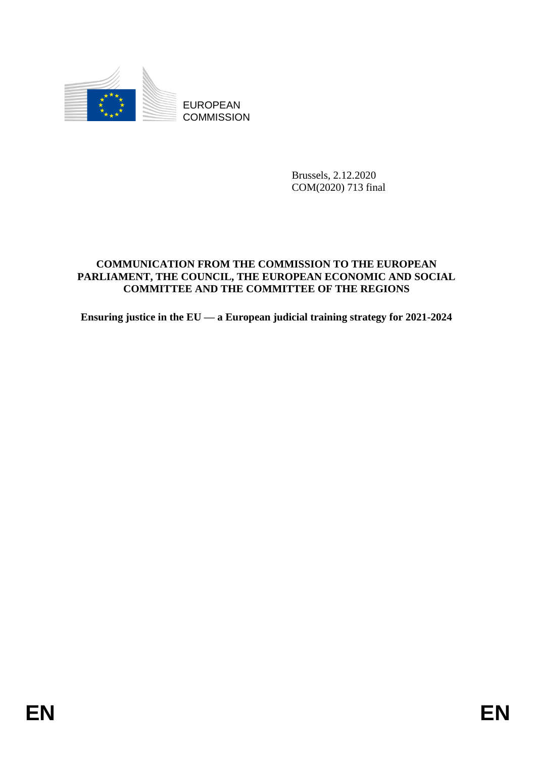EUROPEAN
COMMISSION

Brussels, 2.12.2020
COM(2020) 713 final

**COMMUNICATION FROM THE COMMISSION TO THE EUROPEAN PARLIAMENT, THE COUNCIL, THE EUROPEAN ECONOMIC AND SOCIAL COMMITTEE AND THE COMMITTEE OF THE REGIONS**

**Ensuring justice in the EU — a European judicial training strategy for 2021-2024**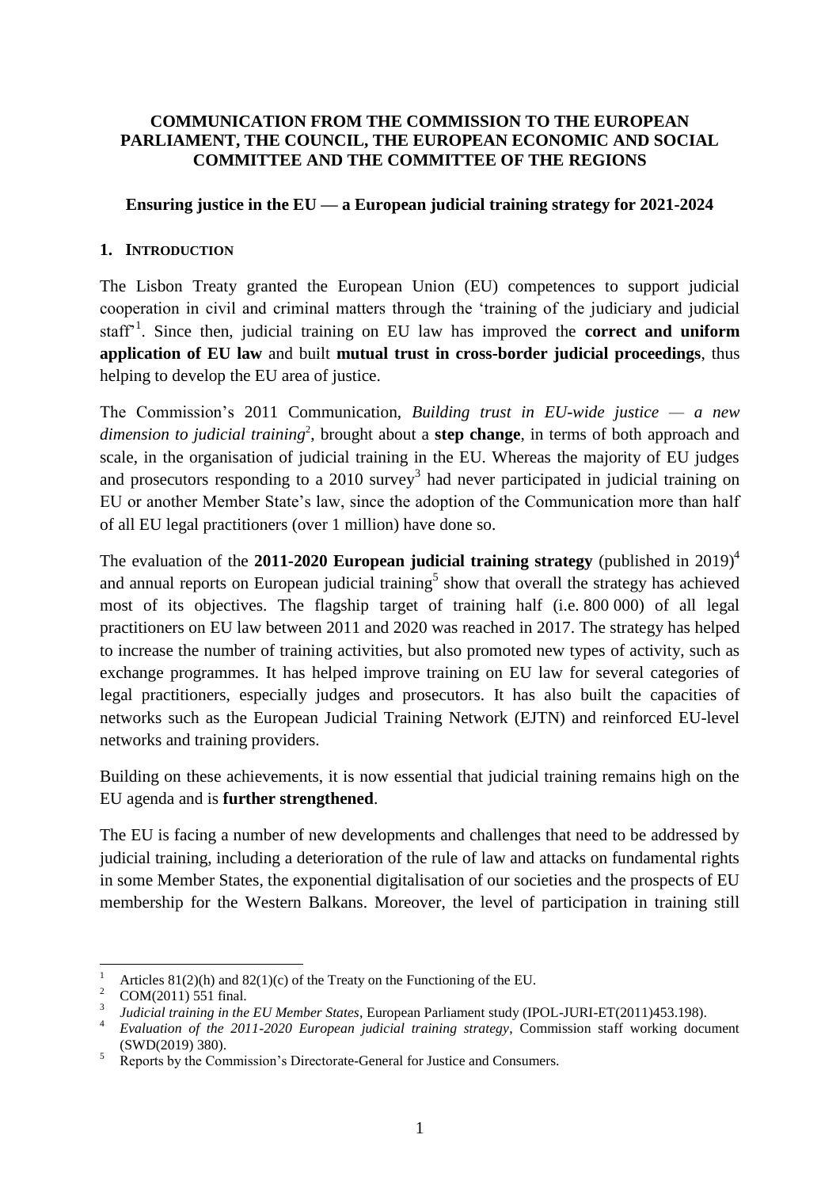**COMMUNICATION FROM THE COMMISSION TO THE EUROPEAN PARLIAMENT, THE COUNCIL, THE EUROPEAN ECONOMIC AND SOCIAL COMMITTEE AND THE COMMITTEE OF THE REGIONS**

**Ensuring justice in the EU — a European judicial training strategy for 2021-2024**

## 1. INTRODUCTION

The Lisbon Treaty granted the European Union (EU) competences to support judicial cooperation in civil and criminal matters through the 'training of the judiciary and judicial staff'[1]. Since then, judicial training on EU law has improved the **correct and uniform application of EU law** and built **mutual trust in cross-border judicial proceedings**, thus helping to develop the EU area of justice.

The Commission's 2011 Communication, *Building trust in EU-wide justice — a new dimension to judicial training*[2], brought about a **step change**, in terms of both approach and scale, in the organisation of judicial training in the EU. Whereas the majority of EU judges and prosecutors responding to a 2010 survey[3] had never participated in judicial training on EU or another Member State's law, since the adoption of the Communication more than half of all EU legal practitioners (over 1 million) have done so.

The evaluation of the **2011-2020 European judicial training strategy** (published in 2019)[4] and annual reports on European judicial training[5] show that overall the strategy has achieved most of its objectives. The flagship target of training half (i.e. 800 000) of all legal practitioners on EU law between 2011 and 2020 was reached in 2017. The strategy has helped to increase the number of training activities, but also promoted new types of activity, such as exchange programmes. It has helped improve training on EU law for several categories of legal practitioners, especially judges and prosecutors. It has also built the capacities of networks such as the European Judicial Training Network (EJTN) and reinforced EU-level networks and training providers.

Building on these achievements, it is now essential that judicial training remains high on the EU agenda and is **further strengthened**.

The EU is facing a number of new developments and challenges that need to be addressed by judicial training, including a deterioration of the rule of law and attacks on fundamental rights in some Member States, the exponential digitalisation of our societies and the prospects of EU membership for the Western Balkans. Moreover, the level of participation in training still

---

[1] Articles 81(2)(h) and 82(1)(c) of the Treaty on the Functioning of the EU.

[2] COM(2011) 551 final.

[3] *Judicial training in the EU Member States*, European Parliament study (IPOL-JURI-ET(2011)453.198).

[4] *Evaluation of the 2011-2020 European judicial training strategy*, Commission staff working document (SWD(2019) 380).

[5] Reports by the Commission's Directorate-General for Justice and Consumers.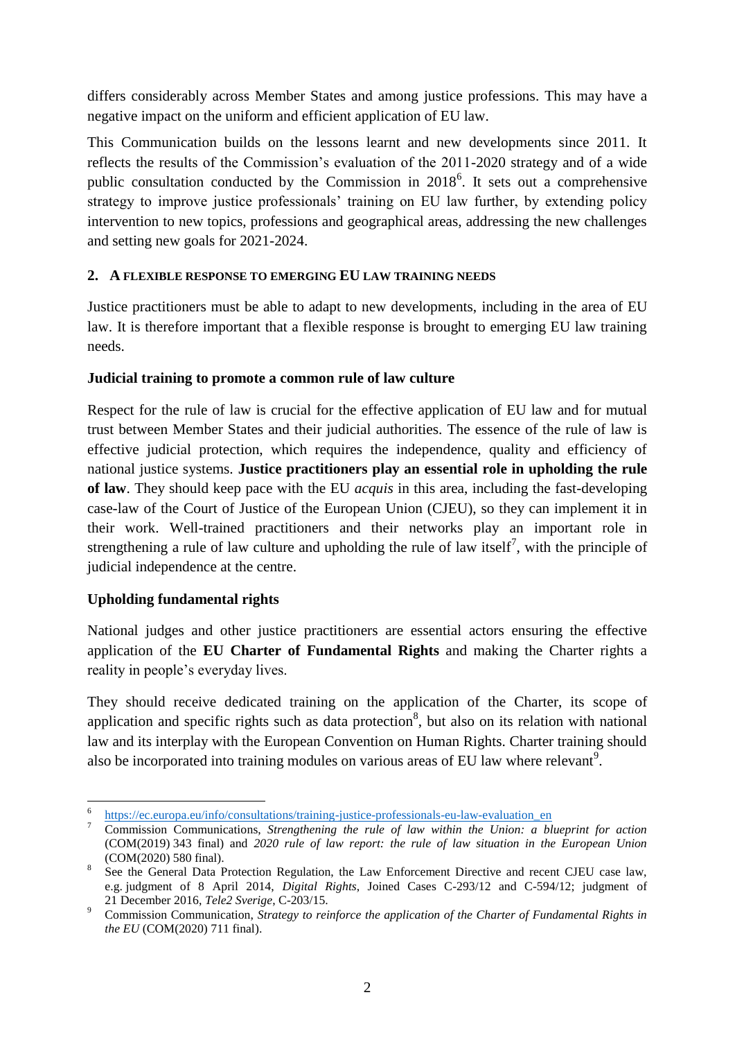differs considerably across Member States and among justice professions. This may have a negative impact on the uniform and efficient application of EU law.

This Communication builds on the lessons learnt and new developments since 2011. It reflects the results of the Commission's evaluation of the 2011-2020 strategy and of a wide public consultation conducted by the Commission in 2018[6]. It sets out a comprehensive strategy to improve justice professionals' training on EU law further, by extending policy intervention to new topics, professions and geographical areas, addressing the new challenges and setting new goals for 2021-2024.

## 2. A FLEXIBLE RESPONSE TO EMERGING EU LAW TRAINING NEEDS

Justice practitioners must be able to adapt to new developments, including in the area of EU law. It is therefore important that a flexible response is brought to emerging EU law training needs.

### Judicial training to promote a common rule of law culture

Respect for the rule of law is crucial for the effective application of EU law and for mutual trust between Member States and their judicial authorities. The essence of the rule of law is effective judicial protection, which requires the independence, quality and efficiency of national justice systems. **Justice practitioners play an essential role in upholding the rule of law**. They should keep pace with the EU *acquis* in this area, including the fast-developing case-law of the Court of Justice of the European Union (CJEU), so they can implement it in their work. Well-trained practitioners and their networks play an important role in strengthening a rule of law culture and upholding the rule of law itself[7], with the principle of judicial independence at the centre.

### Upholding fundamental rights

National judges and other justice practitioners are essential actors ensuring the effective application of the **EU Charter of Fundamental Rights** and making the Charter rights a reality in people's everyday lives.

They should receive dedicated training on the application of the Charter, its scope of application and specific rights such as data protection[8], but also on its relation with national law and its interplay with the European Convention on Human Rights. Charter training should also be incorporated into training modules on various areas of EU law where relevant[9].

---

[6] https://ec.europa.eu/info/consultations/training-justice-professionals-eu-law-evaluation_en

[7] Commission Communications, *Strengthening the rule of law within the Union: a blueprint for action* (COM(2019) 343 final) and *2020 rule of law report: the rule of law situation in the European Union* (COM(2020) 580 final).

[8] See the General Data Protection Regulation, the Law Enforcement Directive and recent CJEU case law, e.g. judgment of 8 April 2014, *Digital Rights*, Joined Cases C-293/12 and C-594/12; judgment of 21 December 2016, *Tele2 Sverige*, C-203/15.

[9] Commission Communication, *Strategy to reinforce the application of the Charter of Fundamental Rights in the EU* (COM(2020) 711 final).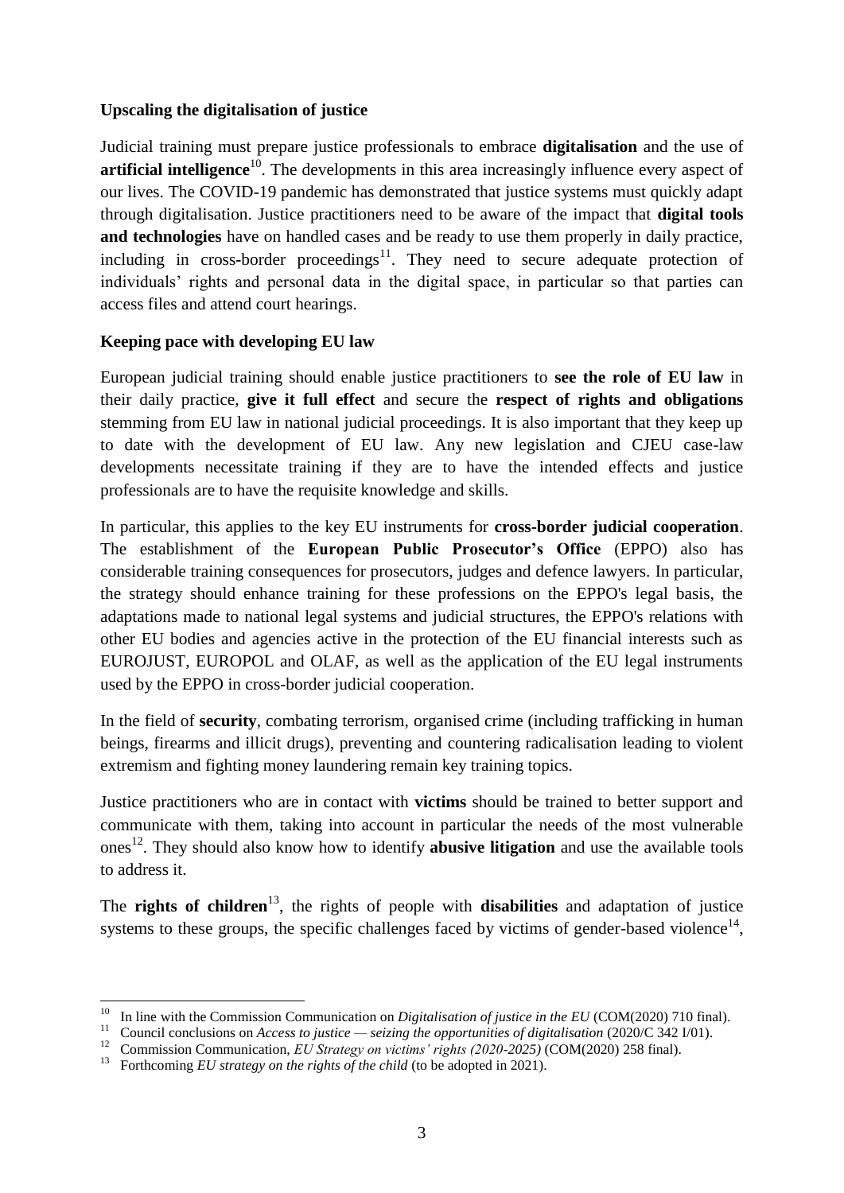**Upscaling the digitalisation of justice**

Judicial training must prepare justice professionals to embrace **digitalisation** and the use of **artificial intelligence**[10]. The developments in this area increasingly influence every aspect of our lives. The COVID-19 pandemic has demonstrated that justice systems must quickly adapt through digitalisation. Justice practitioners need to be aware of the impact that **digital tools and technologies** have on handled cases and be ready to use them properly in daily practice, including in cross-border proceedings[11]. They need to secure adequate protection of individuals' rights and personal data in the digital space, in particular so that parties can access files and attend court hearings.

**Keeping pace with developing EU law**

European judicial training should enable justice practitioners to **see the role of EU law** in their daily practice, **give it full effect** and secure the **respect of rights and obligations** stemming from EU law in national judicial proceedings. It is also important that they keep up to date with the development of EU law. Any new legislation and CJEU case-law developments necessitate training if they are to have the intended effects and justice professionals are to have the requisite knowledge and skills.

In particular, this applies to the key EU instruments for **cross-border judicial cooperation**. The establishment of the **European Public Prosecutor's Office** (EPPO) also has considerable training consequences for prosecutors, judges and defence lawyers. In particular, the strategy should enhance training for these professions on the EPPO's legal basis, the adaptations made to national legal systems and judicial structures, the EPPO's relations with other EU bodies and agencies active in the protection of the EU financial interests such as EUROJUST, EUROPOL and OLAF, as well as the application of the EU legal instruments used by the EPPO in cross-border judicial cooperation.

In the field of **security**, combating terrorism, organised crime (including trafficking in human beings, firearms and illicit drugs), preventing and countering radicalisation leading to violent extremism and fighting money laundering remain key training topics.

Justice practitioners who are in contact with **victims** should be trained to better support and communicate with them, taking into account in particular the needs of the most vulnerable ones[12]. They should also know how to identify **abusive litigation** and use the available tools to address it.

The **rights of children**[13], the rights of people with **disabilities** and adaptation of justice systems to these groups, the specific challenges faced by victims of gender-based violence[14],

---

[10] In line with the Commission Communication on *Digitalisation of justice in the EU* (COM(2020) 710 final).

[11] Council conclusions on *Access to justice — seizing the opportunities of digitalisation* (2020/C 342 I/01).

[12] Commission Communication, *EU Strategy on victims' rights (2020-2025)* (COM(2020) 258 final).

[13] Forthcoming *EU strategy on the rights of the child* (to be adopted in 2021).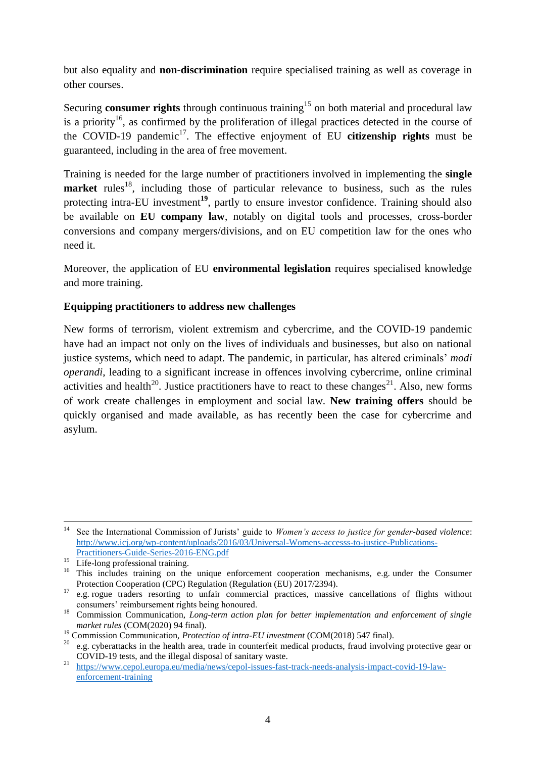but also equality and **non-discrimination** require specialised training as well as coverage in other courses.

Securing **consumer rights** through continuous training[15] on both material and procedural law is a priority[16], as confirmed by the proliferation of illegal practices detected in the course of the COVID-19 pandemic[17]. The effective enjoyment of EU **citizenship rights** must be guaranteed, including in the area of free movement.

Training is needed for the large number of practitioners involved in implementing the **single market** rules[18], including those of particular relevance to business, such as the rules protecting intra-EU investment[19], partly to ensure investor confidence. Training should also be available on **EU company law**, notably on digital tools and processes, cross-border conversions and company mergers/divisions, and on EU competition law for the ones who need it.

Moreover, the application of EU **environmental legislation** requires specialised knowledge and more training.

**Equipping practitioners to address new challenges**

New forms of terrorism, violent extremism and cybercrime, and the COVID-19 pandemic have had an impact not only on the lives of individuals and businesses, but also on national justice systems, which need to adapt. The pandemic, in particular, has altered criminals' *modi operandi*, leading to a significant increase in offences involving cybercrime, online criminal activities and health[20]. Justice practitioners have to react to these changes[21]. Also, new forms of work create challenges in employment and social law. **New training offers** should be quickly organised and made available, as has recently been the case for cybercrime and asylum.

---

[14] See the International Commission of Jurists' guide to *Women's access to justice for gender-based violence*: http://www.icj.org/wp-content/uploads/2016/03/Universal-Womens-accesss-to-justice-Publications-Practitioners-Guide-Series-2016-ENG.pdf

[15] Life-long professional training.

[16] This includes training on the unique enforcement cooperation mechanisms, e.g. under the Consumer Protection Cooperation (CPC) Regulation (Regulation (EU) 2017/2394).

[17] e.g. rogue traders resorting to unfair commercial practices, massive cancellations of flights without consumers' reimbursement rights being honoured.

[18] Commission Communication, *Long-term action plan for better implementation and enforcement of single market rules* (COM(2020) 94 final).

[19] Commission Communication, *Protection of intra-EU investment* (COM(2018) 547 final).

[20] e.g. cyberattacks in the health area, trade in counterfeit medical products, fraud involving protective gear or COVID-19 tests, and the illegal disposal of sanitary waste.

[21] https://www.cepol.europa.eu/media/news/cepol-issues-fast-track-needs-analysis-impact-covid-19-law-enforcement-training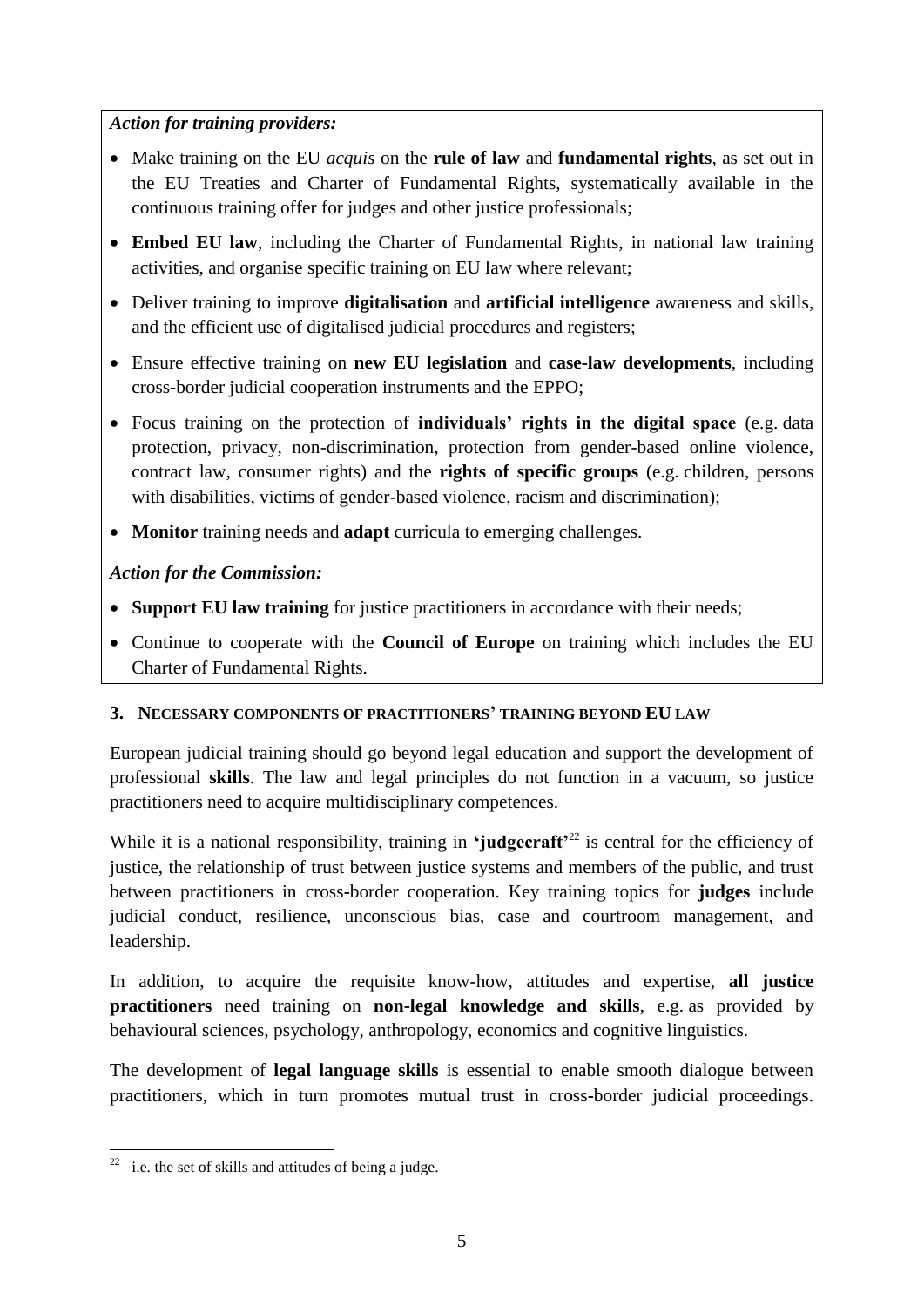*Action for training providers:*

- Make training on the EU *acquis* on the **rule of law** and **fundamental rights**, as set out in the EU Treaties and Charter of Fundamental Rights, systematically available in the continuous training offer for judges and other justice professionals;
- **Embed EU law**, including the Charter of Fundamental Rights, in national law training activities, and organise specific training on EU law where relevant;
- Deliver training to improve **digitalisation** and **artificial intelligence** awareness and skills, and the efficient use of digitalised judicial procedures and registers;
- Ensure effective training on **new EU legislation** and **case-law developments**, including cross-border judicial cooperation instruments and the EPPO;
- Focus training on the protection of **individuals' rights in the digital space** (e.g. data protection, privacy, non-discrimination, protection from gender-based online violence, contract law, consumer rights) and the **rights of specific groups** (e.g. children, persons with disabilities, victims of gender-based violence, racism and discrimination);
- **Monitor** training needs and **adapt** curricula to emerging challenges.

*Action for the Commission:*

- **Support EU law training** for justice practitioners in accordance with their needs;
- Continue to cooperate with the **Council of Europe** on training which includes the EU Charter of Fundamental Rights.

## 3. NECESSARY COMPONENTS OF PRACTITIONERS' TRAINING BEYOND EU LAW

European judicial training should go beyond legal education and support the development of professional **skills**. The law and legal principles do not function in a vacuum, so justice practitioners need to acquire multidisciplinary competences.

While it is a national responsibility, training in **'judgecraft'**[22] is central for the efficiency of justice, the relationship of trust between justice systems and members of the public, and trust between practitioners in cross-border cooperation. Key training topics for **judges** include judicial conduct, resilience, unconscious bias, case and courtroom management, and leadership.

In addition, to acquire the requisite know-how, attitudes and expertise, **all justice practitioners** need training on **non-legal knowledge and skills**, e.g. as provided by behavioural sciences, psychology, anthropology, economics and cognitive linguistics.

The development of **legal language skills** is essential to enable smooth dialogue between practitioners, which in turn promotes mutual trust in cross-border judicial proceedings.

[22] i.e. the set of skills and attitudes of being a judge.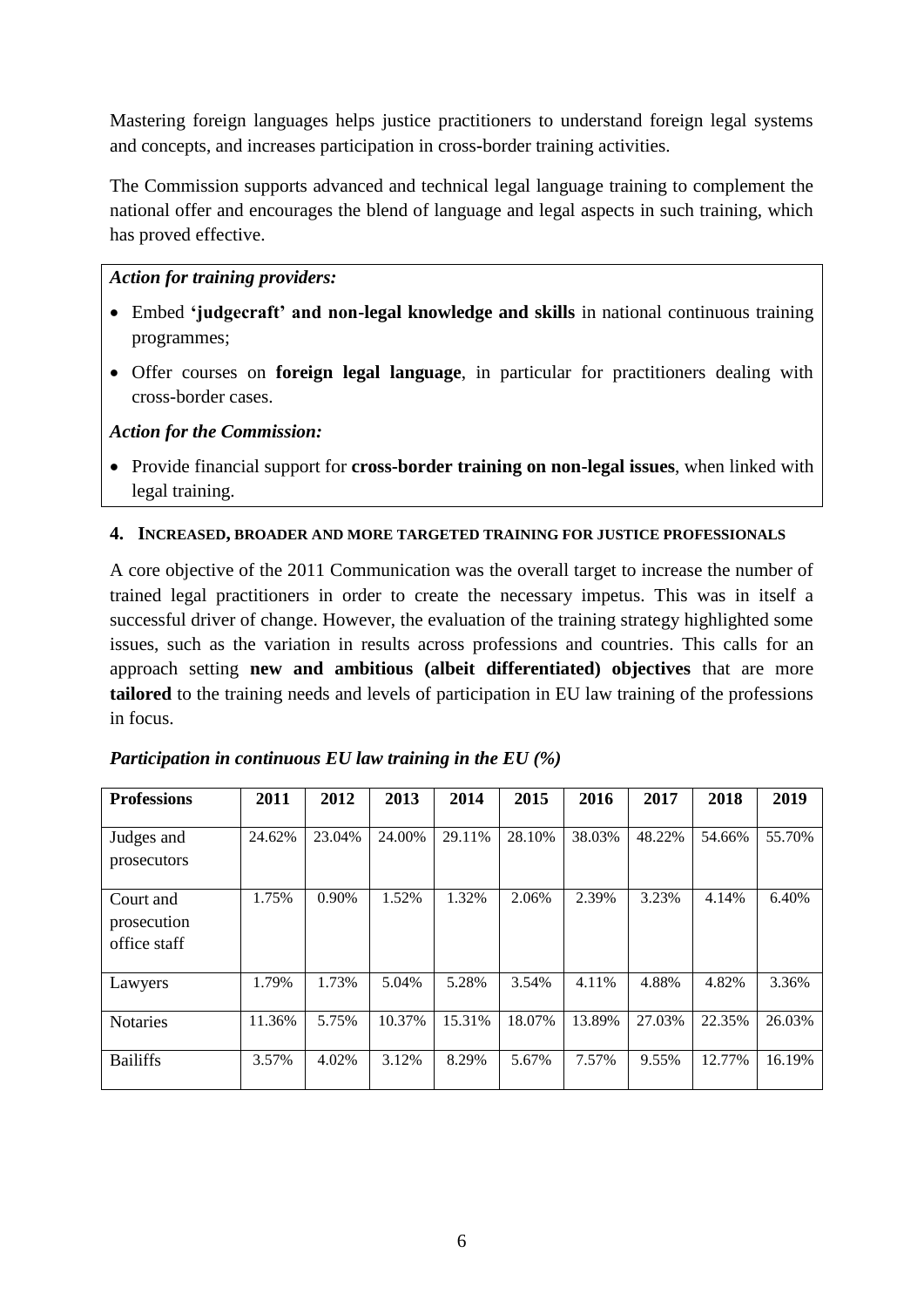Mastering foreign languages helps justice practitioners to understand foreign legal systems and concepts, and increases participation in cross-border training activities.

The Commission supports advanced and technical legal language training to complement the national offer and encourages the blend of language and legal aspects in such training, which has proved effective.

***Action for training providers:***

- Embed **'judgecraft' and non-legal knowledge and skills** in national continuous training programmes;
- Offer courses on **foreign legal language**, in particular for practitioners dealing with cross-border cases.

***Action for the Commission:***

- Provide financial support for **cross-border training on non-legal issues**, when linked with legal training.

## 4. INCREASED, BROADER AND MORE TARGETED TRAINING FOR JUSTICE PROFESSIONALS

A core objective of the 2011 Communication was the overall target to increase the number of trained legal practitioners in order to create the necessary impetus. This was in itself a successful driver of change. However, the evaluation of the training strategy highlighted some issues, such as the variation in results across professions and countries. This calls for an approach setting **new and ambitious (albeit differentiated) objectives** that are more **tailored** to the training needs and levels of participation in EU law training of the professions in focus.

***Participation in continuous EU law training in the EU (%)***

| Professions | 2011 | 2012 | 2013 | 2014 | 2015 | 2016 | 2017 | 2018 | 2019 |
|---|---|---|---|---|---|---|---|---|---|
| Judges and prosecutors | 24.62% | 23.04% | 24.00% | 29.11% | 28.10% | 38.03% | 48.22% | 54.66% | 55.70% |
| Court and prosecution office staff | 1.75% | 0.90% | 1.52% | 1.32% | 2.06% | 2.39% | 3.23% | 4.14% | 6.40% |
| Lawyers | 1.79% | 1.73% | 5.04% | 5.28% | 3.54% | 4.11% | 4.88% | 4.82% | 3.36% |
| Notaries | 11.36% | 5.75% | 10.37% | 15.31% | 18.07% | 13.89% | 27.03% | 22.35% | 26.03% |
| Bailiffs | 3.57% | 4.02% | 3.12% | 8.29% | 5.67% | 7.57% | 9.55% | 12.77% | 16.19% |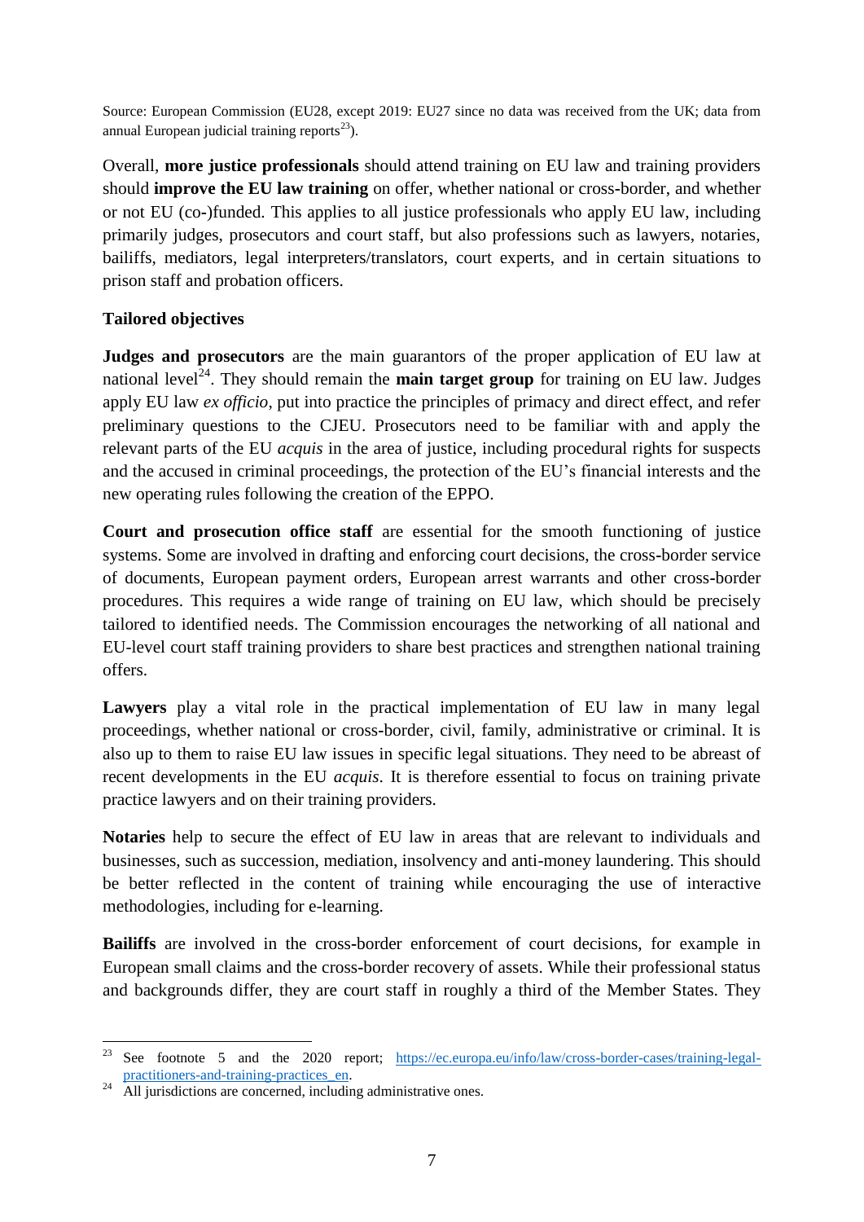Source: European Commission (EU28, except 2019: EU27 since no data was received from the UK; data from annual European judicial training reports[23]).

Overall, **more justice professionals** should attend training on EU law and training providers should **improve the EU law training** on offer, whether national or cross-border, and whether or not EU (co-)funded. This applies to all justice professionals who apply EU law, including primarily judges, prosecutors and court staff, but also professions such as lawyers, notaries, bailiffs, mediators, legal interpreters/translators, court experts, and in certain situations to prison staff and probation officers.

**Tailored objectives**

**Judges and prosecutors** are the main guarantors of the proper application of EU law at national level[24]. They should remain the **main target group** for training on EU law. Judges apply EU law *ex officio*, put into practice the principles of primacy and direct effect, and refer preliminary questions to the CJEU. Prosecutors need to be familiar with and apply the relevant parts of the EU *acquis* in the area of justice, including procedural rights for suspects and the accused in criminal proceedings, the protection of the EU's financial interests and the new operating rules following the creation of the EPPO.

**Court and prosecution office staff** are essential for the smooth functioning of justice systems. Some are involved in drafting and enforcing court decisions, the cross-border service of documents, European payment orders, European arrest warrants and other cross-border procedures. This requires a wide range of training on EU law, which should be precisely tailored to identified needs. The Commission encourages the networking of all national and EU-level court staff training providers to share best practices and strengthen national training offers.

**Lawyers** play a vital role in the practical implementation of EU law in many legal proceedings, whether national or cross-border, civil, family, administrative or criminal. It is also up to them to raise EU law issues in specific legal situations. They need to be abreast of recent developments in the EU *acquis*. It is therefore essential to focus on training private practice lawyers and on their training providers.

**Notaries** help to secure the effect of EU law in areas that are relevant to individuals and businesses, such as succession, mediation, insolvency and anti-money laundering. This should be better reflected in the content of training while encouraging the use of interactive methodologies, including for e-learning.

**Bailiffs** are involved in the cross-border enforcement of court decisions, for example in European small claims and the cross-border recovery of assets. While their professional status and backgrounds differ, they are court staff in roughly a third of the Member States. They

---

[23] See footnote 5 and the 2020 report; https://ec.europa.eu/info/law/cross-border-cases/training-legal-practitioners-and-training-practices_en.

[24] All jurisdictions are concerned, including administrative ones.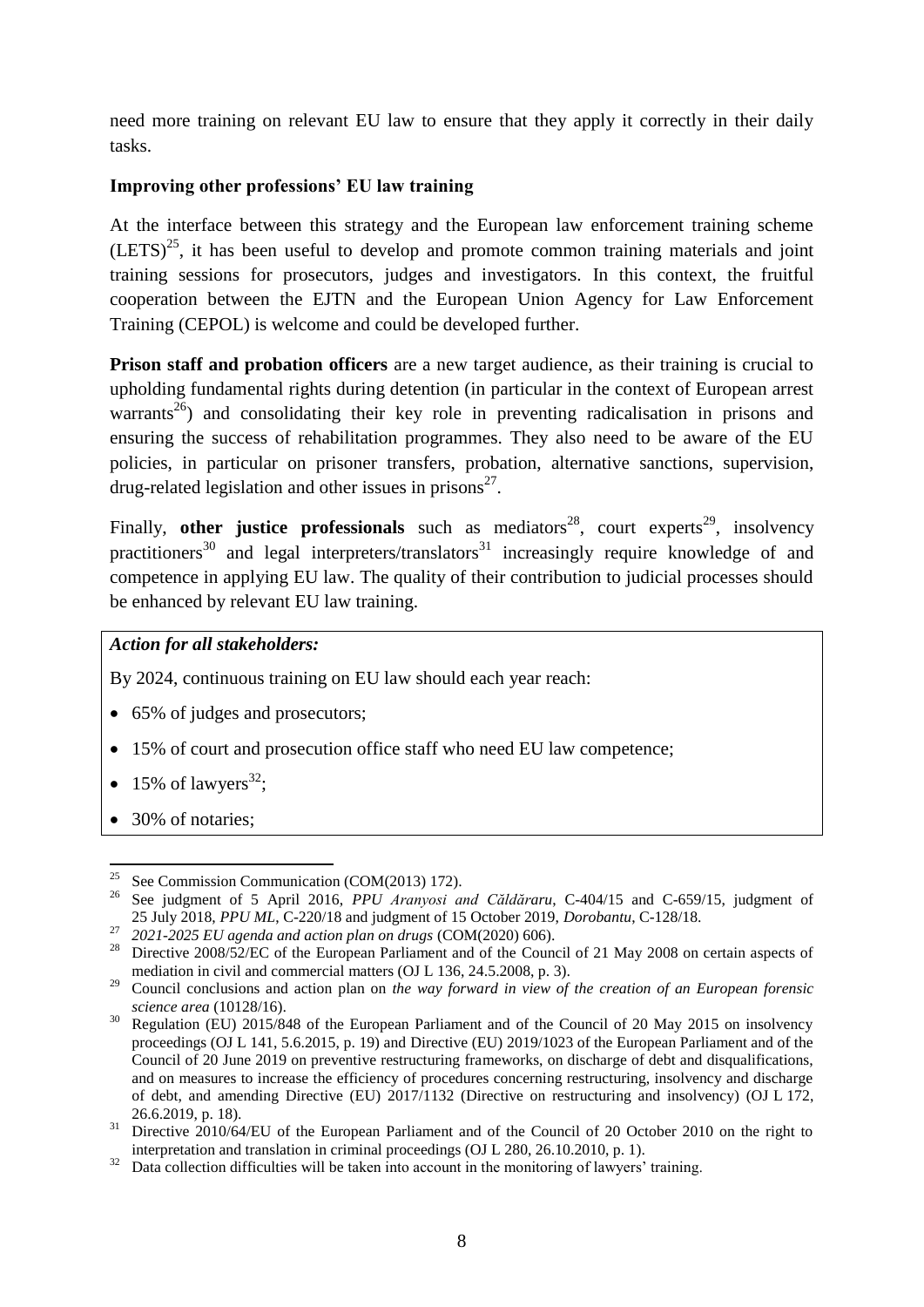need more training on relevant EU law to ensure that they apply it correctly in their daily tasks.

**Improving other professions' EU law training**

At the interface between this strategy and the European law enforcement training scheme (LETS)[25], it has been useful to develop and promote common training materials and joint training sessions for prosecutors, judges and investigators. In this context, the fruitful cooperation between the EJTN and the European Union Agency for Law Enforcement Training (CEPOL) is welcome and could be developed further.

**Prison staff and probation officers** are a new target audience, as their training is crucial to upholding fundamental rights during detention (in particular in the context of European arrest warrants[26]) and consolidating their key role in preventing radicalisation in prisons and ensuring the success of rehabilitation programmes. They also need to be aware of the EU policies, in particular on prisoner transfers, probation, alternative sanctions, supervision, drug-related legislation and other issues in prisons[27].

Finally, **other justice professionals** such as mediators[28], court experts[29], insolvency practitioners[30] and legal interpreters/translators[31] increasingly require knowledge of and competence in applying EU law. The quality of their contribution to judicial processes should be enhanced by relevant EU law training.

***Action for all stakeholders:***

By 2024, continuous training on EU law should each year reach:

- 65% of judges and prosecutors;
- 15% of court and prosecution office staff who need EU law competence;
- 15% of lawyers[32];
- 30% of notaries;

---

[25] See Commission Communication (COM(2013) 172).

[26] See judgment of 5 April 2016, *PPU Aranyosi and Căldăraru*, C-404/15 and C-659/15, judgment of 25 July 2018, *PPU ML*, C-220/18 and judgment of 15 October 2019, *Dorobantu*, C-128/18.

[27] *2021-2025 EU agenda and action plan on drugs* (COM(2020) 606).

[28] Directive 2008/52/EC of the European Parliament and of the Council of 21 May 2008 on certain aspects of mediation in civil and commercial matters (OJ L 136, 24.5.2008, p. 3).

[29] Council conclusions and action plan on *the way forward in view of the creation of an European forensic science area* (10128/16).

[30] Regulation (EU) 2015/848 of the European Parliament and of the Council of 20 May 2015 on insolvency proceedings (OJ L 141, 5.6.2015, p. 19) and Directive (EU) 2019/1023 of the European Parliament and of the Council of 20 June 2019 on preventive restructuring frameworks, on discharge of debt and disqualifications, and on measures to increase the efficiency of procedures concerning restructuring, insolvency and discharge of debt, and amending Directive (EU) 2017/1132 (Directive on restructuring and insolvency) (OJ L 172, 26.6.2019, p. 18).

[31] Directive 2010/64/EU of the European Parliament and of the Council of 20 October 2010 on the right to interpretation and translation in criminal proceedings (OJ L 280, 26.10.2010, p. 1).

[32] Data collection difficulties will be taken into account in the monitoring of lawyers' training.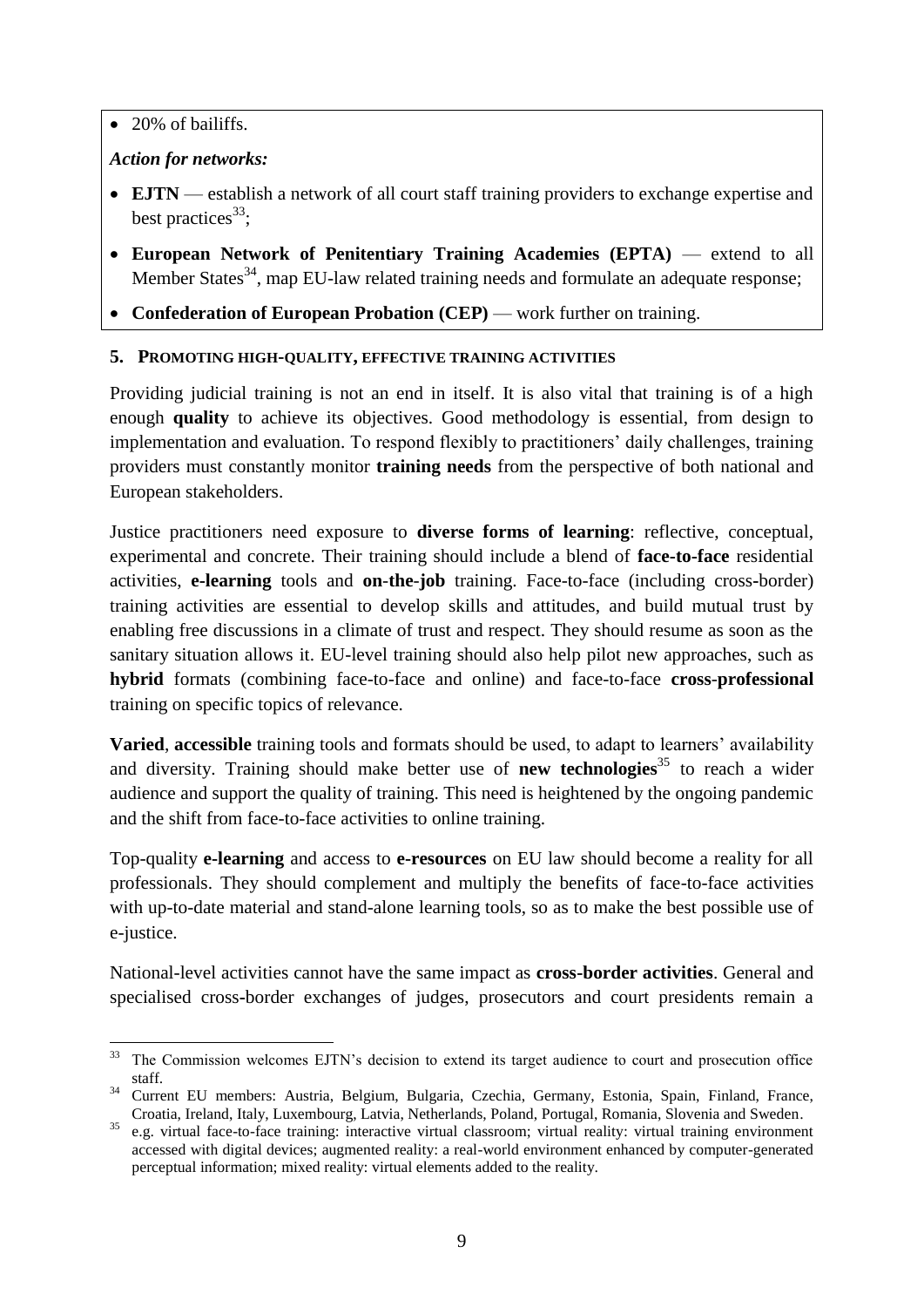- 20% of bailiffs.

***Action for networks:***

- **EJTN** — establish a network of all court staff training providers to exchange expertise and best practices[33];
- **European Network of Penitentiary Training Academies (EPTA)** — extend to all Member States[34], map EU-law related training needs and formulate an adequate response;
- **Confederation of European Probation (CEP)** — work further on training.

## 5. PROMOTING HIGH-QUALITY, EFFECTIVE TRAINING ACTIVITIES

Providing judicial training is not an end in itself. It is also vital that training is of a high enough **quality** to achieve its objectives. Good methodology is essential, from design to implementation and evaluation. To respond flexibly to practitioners' daily challenges, training providers must constantly monitor **training needs** from the perspective of both national and European stakeholders.

Justice practitioners need exposure to **diverse forms of learning**: reflective, conceptual, experimental and concrete. Their training should include a blend of **face-to-face** residential activities, **e-learning** tools and **on-the-job** training. Face-to-face (including cross-border) training activities are essential to develop skills and attitudes, and build mutual trust by enabling free discussions in a climate of trust and respect. They should resume as soon as the sanitary situation allows it. EU-level training should also help pilot new approaches, such as **hybrid** formats (combining face-to-face and online) and face-to-face **cross-professional** training on specific topics of relevance.

**Varied**, **accessible** training tools and formats should be used, to adapt to learners' availability and diversity. Training should make better use of **new technologies**[35] to reach a wider audience and support the quality of training. This need is heightened by the ongoing pandemic and the shift from face-to-face activities to online training.

Top-quality **e-learning** and access to **e-resources** on EU law should become a reality for all professionals. They should complement and multiply the benefits of face-to-face activities with up-to-date material and stand-alone learning tools, so as to make the best possible use of e-justice.

National-level activities cannot have the same impact as **cross-border activities**. General and specialised cross-border exchanges of judges, prosecutors and court presidents remain a

---

[33] The Commission welcomes EJTN's decision to extend its target audience to court and prosecution office staff.

[34] Current EU members: Austria, Belgium, Bulgaria, Czechia, Germany, Estonia, Spain, Finland, France, Croatia, Ireland, Italy, Luxembourg, Latvia, Netherlands, Poland, Portugal, Romania, Slovenia and Sweden.

[35] e.g. virtual face-to-face training: interactive virtual classroom; virtual reality: virtual training environment accessed with digital devices; augmented reality: a real-world environment enhanced by computer-generated perceptual information; mixed reality: virtual elements added to the reality.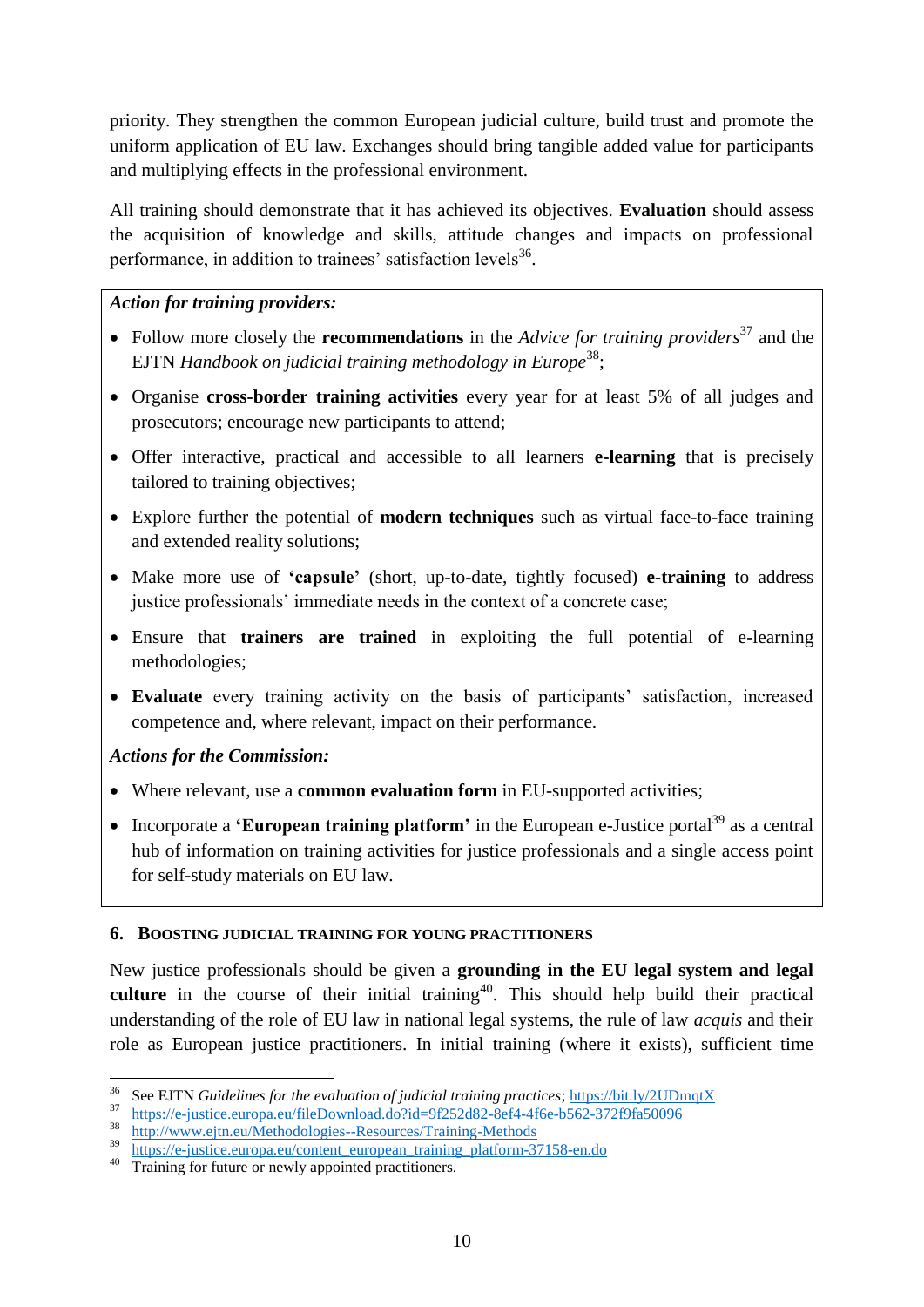priority. They strengthen the common European judicial culture, build trust and promote the uniform application of EU law. Exchanges should bring tangible added value for participants and multiplying effects in the professional environment.

All training should demonstrate that it has achieved its objectives. **Evaluation** should assess the acquisition of knowledge and skills, attitude changes and impacts on professional performance, in addition to trainees' satisfaction levels[36].

***Action for training providers:***

- Follow more closely the **recommendations** in the *Advice for training providers*[37] and the EJTN *Handbook on judicial training methodology in Europe*[38];
- Organise **cross-border training activities** every year for at least 5% of all judges and prosecutors; encourage new participants to attend;
- Offer interactive, practical and accessible to all learners **e-learning** that is precisely tailored to training objectives;
- Explore further the potential of **modern techniques** such as virtual face-to-face training and extended reality solutions;
- Make more use of **'capsule'** (short, up-to-date, tightly focused) **e-training** to address justice professionals' immediate needs in the context of a concrete case;
- Ensure that **trainers are trained** in exploiting the full potential of e-learning methodologies;
- **Evaluate** every training activity on the basis of participants' satisfaction, increased competence and, where relevant, impact on their performance.

***Actions for the Commission:***

- Where relevant, use a **common evaluation form** in EU-supported activities;
- Incorporate a **'European training platform'** in the European e-Justice portal[39] as a central hub of information on training activities for justice professionals and a single access point for self-study materials on EU law.

## 6. Boosting judicial training for young practitioners

New justice professionals should be given a **grounding in the EU legal system and legal culture** in the course of their initial training[40]. This should help build their practical understanding of the role of EU law in national legal systems, the rule of law *acquis* and their role as European justice practitioners. In initial training (where it exists), sufficient time

---

[36] See EJTN *Guidelines for the evaluation of judicial training practices*; https://bit.ly/2UDmqtX

[37] https://e-justice.europa.eu/fileDownload.do?id=9f252d82-8ef4-4f6e-b562-372f9fa50096

[38] http://www.ejtn.eu/Methodologies--Resources/Training-Methods

[39] https://e-justice.europa.eu/content_european_training_platform-37158-en.do

[40] Training for future or newly appointed practitioners.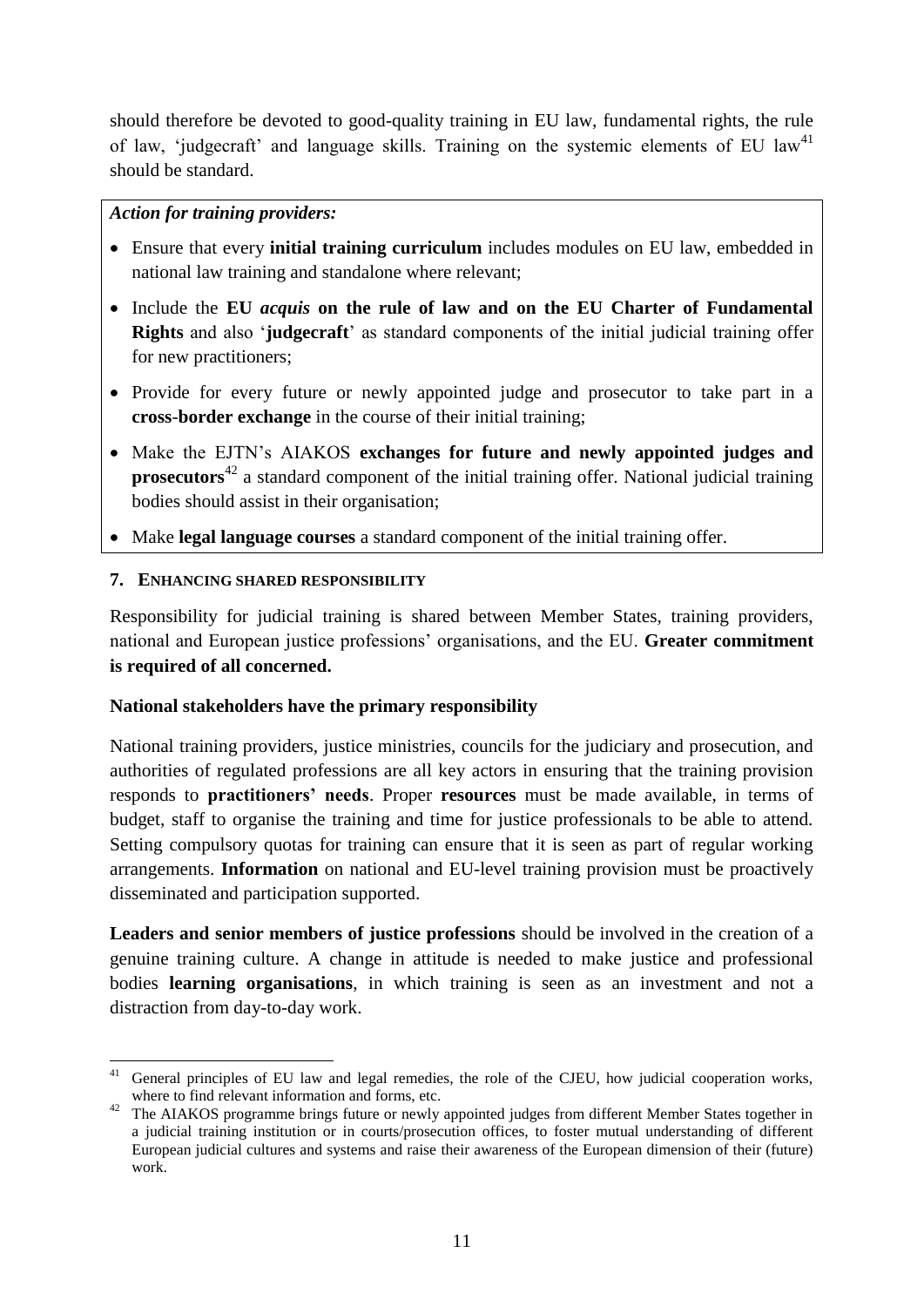should therefore be devoted to good-quality training in EU law, fundamental rights, the rule of law, 'judgecraft' and language skills. Training on the systemic elements of EU law[41] should be standard.

***Action for training providers:***

- Ensure that every **initial training curriculum** includes modules on EU law, embedded in national law training and standalone where relevant;
- Include the **EU *acquis* on the rule of law and on the EU Charter of Fundamental Rights** and also '**judgecraft**' as standard components of the initial judicial training offer for new practitioners;
- Provide for every future or newly appointed judge and prosecutor to take part in a **cross-border exchange** in the course of their initial training;
- Make the EJTN's AIAKOS **exchanges for future and newly appointed judges and prosecutors**[42] a standard component of the initial training offer. National judicial training bodies should assist in their organisation;
- Make **legal language courses** a standard component of the initial training offer.

## 7. Enhancing shared responsibility

Responsibility for judicial training is shared between Member States, training providers, national and European justice professions' organisations, and the EU. **Greater commitment is required of all concerned.**

**National stakeholders have the primary responsibility**

National training providers, justice ministries, councils for the judiciary and prosecution, and authorities of regulated professions are all key actors in ensuring that the training provision responds to **practitioners' needs**. Proper **resources** must be made available, in terms of budget, staff to organise the training and time for justice professionals to be able to attend. Setting compulsory quotas for training can ensure that it is seen as part of regular working arrangements. **Information** on national and EU-level training provision must be proactively disseminated and participation supported.

**Leaders and senior members of justice professions** should be involved in the creation of a genuine training culture. A change in attitude is needed to make justice and professional bodies **learning organisations**, in which training is seen as an investment and not a distraction from day-to-day work.

---

[41] General principles of EU law and legal remedies, the role of the CJEU, how judicial cooperation works, where to find relevant information and forms, etc.

[42] The AIAKOS programme brings future or newly appointed judges from different Member States together in a judicial training institution or in courts/prosecution offices, to foster mutual understanding of different European judicial cultures and systems and raise their awareness of the European dimension of their (future) work.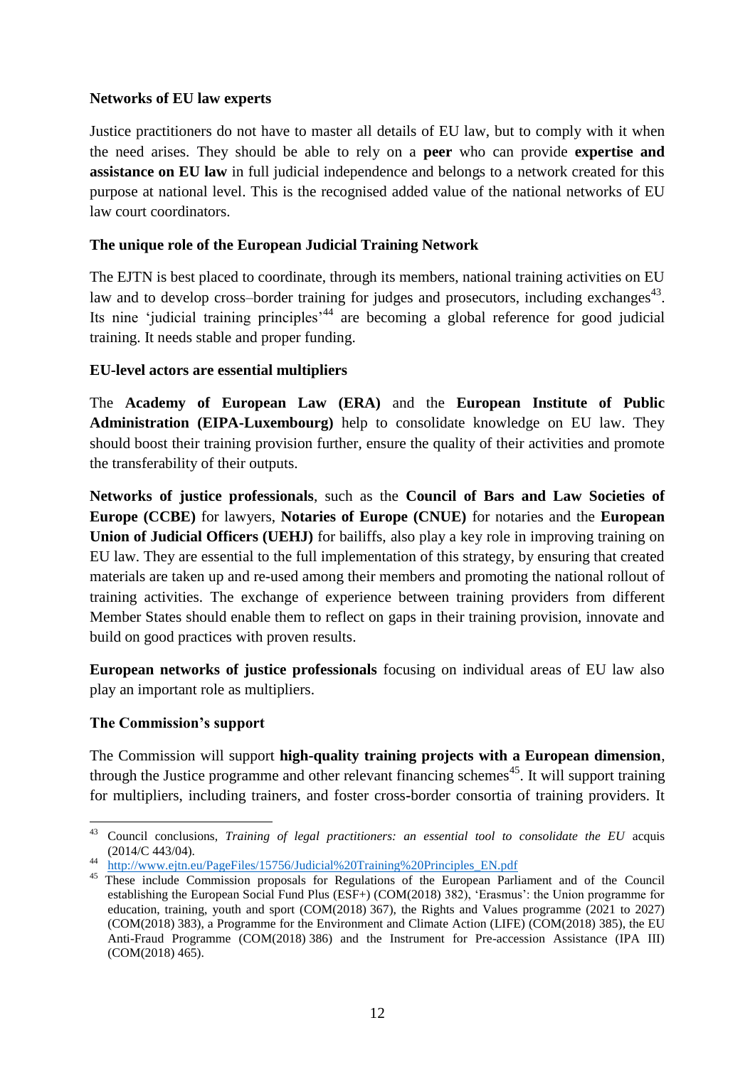**Networks of EU law experts**

Justice practitioners do not have to master all details of EU law, but to comply with it when the need arises. They should be able to rely on a **peer** who can provide **expertise and assistance on EU law** in full judicial independence and belongs to a network created for this purpose at national level. This is the recognised added value of the national networks of EU law court coordinators.

**The unique role of the European Judicial Training Network**

The EJTN is best placed to coordinate, through its members, national training activities on EU law and to develop cross–border training for judges and prosecutors, including exchanges[43]. Its nine 'judicial training principles'[44] are becoming a global reference for good judicial training. It needs stable and proper funding.

**EU-level actors are essential multipliers**

The **Academy of European Law (ERA)** and the **European Institute of Public Administration (EIPA-Luxembourg)** help to consolidate knowledge on EU law. They should boost their training provision further, ensure the quality of their activities and promote the transferability of their outputs.

**Networks of justice professionals**, such as the **Council of Bars and Law Societies of Europe (CCBE)** for lawyers, **Notaries of Europe (CNUE)** for notaries and the **European Union of Judicial Officers (UEHJ)** for bailiffs, also play a key role in improving training on EU law. They are essential to the full implementation of this strategy, by ensuring that created materials are taken up and re-used among their members and promoting the national rollout of training activities. The exchange of experience between training providers from different Member States should enable them to reflect on gaps in their training provision, innovate and build on good practices with proven results.

**European networks of justice professionals** focusing on individual areas of EU law also play an important role as multipliers.

**The Commission's support**

The Commission will support **high-quality training projects with a European dimension**, through the Justice programme and other relevant financing schemes[45]. It will support training for multipliers, including trainers, and foster cross-border consortia of training providers. It

---

[43] Council conclusions, *Training of legal practitioners: an essential tool to consolidate the EU* acquis (2014/C 443/04).

[44] http://www.ejtn.eu/PageFiles/15756/Judicial%20Training%20Principles_EN.pdf

[45] These include Commission proposals for Regulations of the European Parliament and of the Council establishing the European Social Fund Plus (ESF+) (COM(2018) 382), 'Erasmus': the Union programme for education, training, youth and sport (COM(2018) 367), the Rights and Values programme (2021 to 2027) (COM(2018) 383), a Programme for the Environment and Climate Action (LIFE) (COM(2018) 385), the EU Anti-Fraud Programme (COM(2018) 386) and the Instrument for Pre-accession Assistance (IPA III) (COM(2018) 465).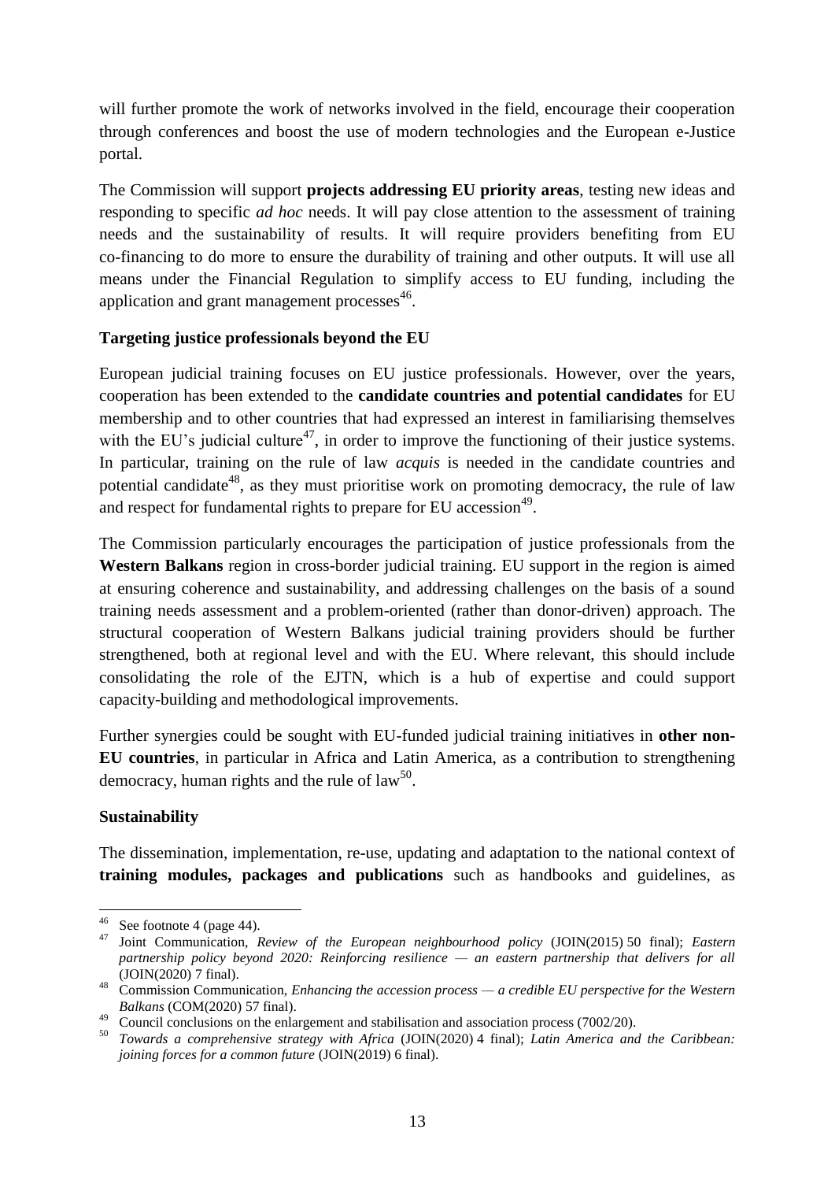will further promote the work of networks involved in the field, encourage their cooperation through conferences and boost the use of modern technologies and the European e-Justice portal.

The Commission will support **projects addressing EU priority areas**, testing new ideas and responding to specific *ad hoc* needs. It will pay close attention to the assessment of training needs and the sustainability of results. It will require providers benefiting from EU co-financing to do more to ensure the durability of training and other outputs. It will use all means under the Financial Regulation to simplify access to EU funding, including the application and grant management processes[46].

**Targeting justice professionals beyond the EU**

European judicial training focuses on EU justice professionals. However, over the years, cooperation has been extended to the **candidate countries and potential candidates** for EU membership and to other countries that had expressed an interest in familiarising themselves with the EU's judicial culture[47], in order to improve the functioning of their justice systems. In particular, training on the rule of law *acquis* is needed in the candidate countries and potential candidate[48], as they must prioritise work on promoting democracy, the rule of law and respect for fundamental rights to prepare for EU accession[49].

The Commission particularly encourages the participation of justice professionals from the **Western Balkans** region in cross-border judicial training. EU support in the region is aimed at ensuring coherence and sustainability, and addressing challenges on the basis of a sound training needs assessment and a problem-oriented (rather than donor-driven) approach. The structural cooperation of Western Balkans judicial training providers should be further strengthened, both at regional level and with the EU. Where relevant, this should include consolidating the role of the EJTN, which is a hub of expertise and could support capacity-building and methodological improvements.

Further synergies could be sought with EU-funded judicial training initiatives in **other non-EU countries**, in particular in Africa and Latin America, as a contribution to strengthening democracy, human rights and the rule of law[50].

**Sustainability**

The dissemination, implementation, re-use, updating and adaptation to the national context of **training modules, packages and publications** such as handbooks and guidelines, as

---

[46] See footnote 4 (page 44).

[47] Joint Communication, *Review of the European neighbourhood policy* (JOIN(2015) 50 final); *Eastern partnership policy beyond 2020: Reinforcing resilience — an eastern partnership that delivers for all* (JOIN(2020) 7 final).

[48] Commission Communication, *Enhancing the accession process — a credible EU perspective for the Western Balkans* (COM(2020) 57 final).

[49] Council conclusions on the enlargement and stabilisation and association process (7002/20).

[50] *Towards a comprehensive strategy with Africa* (JOIN(2020) 4 final); *Latin America and the Caribbean: joining forces for a common future* (JOIN(2019) 6 final).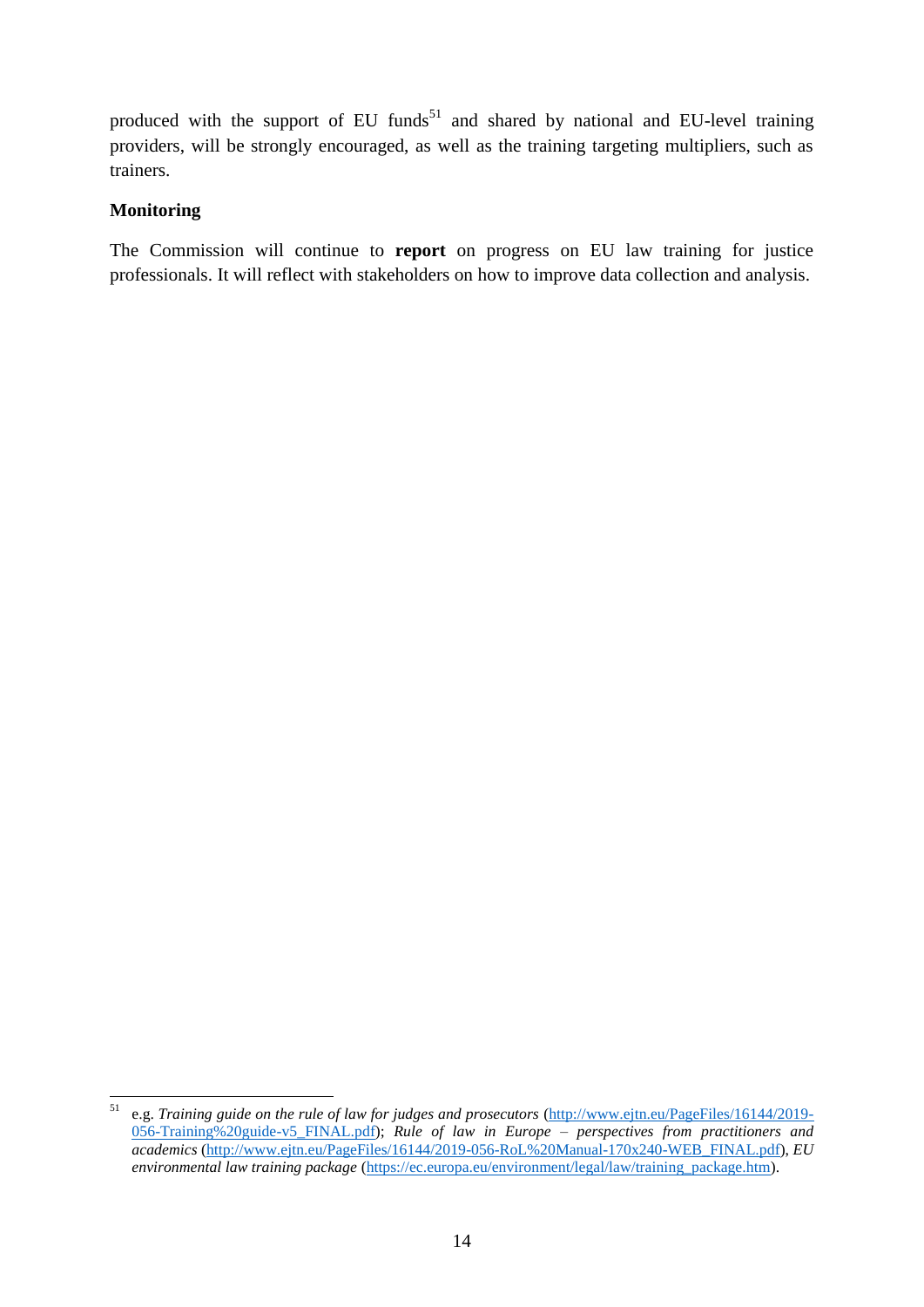produced with the support of EU funds[51] and shared by national and EU-level training providers, will be strongly encouraged, as well as the training targeting multipliers, such as trainers.

**Monitoring**

The Commission will continue to **report** on progress on EU law training for justice professionals. It will reflect with stakeholders on how to improve data collection and analysis.

---

[51] e.g. *Training guide on the rule of law for judges and prosecutors* (http://www.ejtn.eu/PageFiles/16144/2019-056-Training%20guide-v5_FINAL.pdf); *Rule of law in Europe – perspectives from practitioners and academics* (http://www.ejtn.eu/PageFiles/16144/2019-056-RoL%20Manual-170x240-WEB_FINAL.pdf), *EU environmental law training package* (https://ec.europa.eu/environment/legal/law/training_package.htm).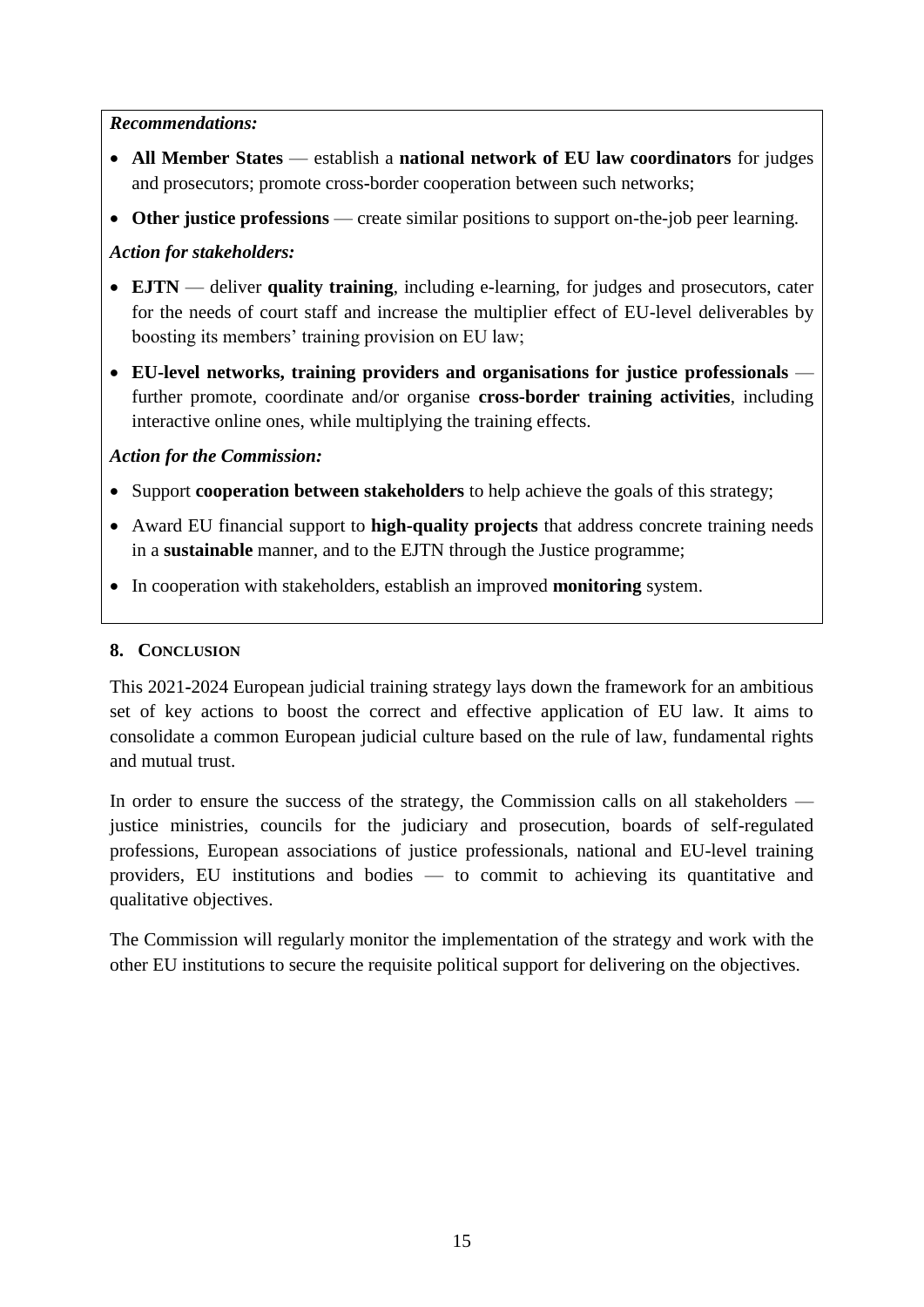***Recommendations:***

- **All Member States** — establish a **national network of EU law coordinators** for judges and prosecutors; promote cross-border cooperation between such networks;
- **Other justice professions** — create similar positions to support on-the-job peer learning.

***Action for stakeholders:***

- **EJTN** — deliver **quality training**, including e-learning, for judges and prosecutors, cater for the needs of court staff and increase the multiplier effect of EU-level deliverables by boosting its members' training provision on EU law;
- **EU-level networks, training providers and organisations for justice professionals** — further promote, coordinate and/or organise **cross-border training activities**, including interactive online ones, while multiplying the training effects.

***Action for the Commission:***

- Support **cooperation between stakeholders** to help achieve the goals of this strategy;
- Award EU financial support to **high-quality projects** that address concrete training needs in a **sustainable** manner, and to the EJTN through the Justice programme;
- In cooperation with stakeholders, establish an improved **monitoring** system.

## 8. CONCLUSION

This 2021-2024 European judicial training strategy lays down the framework for an ambitious set of key actions to boost the correct and effective application of EU law. It aims to consolidate a common European judicial culture based on the rule of law, fundamental rights and mutual trust.

In order to ensure the success of the strategy, the Commission calls on all stakeholders — justice ministries, councils for the judiciary and prosecution, boards of self-regulated professions, European associations of justice professionals, national and EU-level training providers, EU institutions and bodies — to commit to achieving its quantitative and qualitative objectives.

The Commission will regularly monitor the implementation of the strategy and work with the other EU institutions to secure the requisite political support for delivering on the objectives.